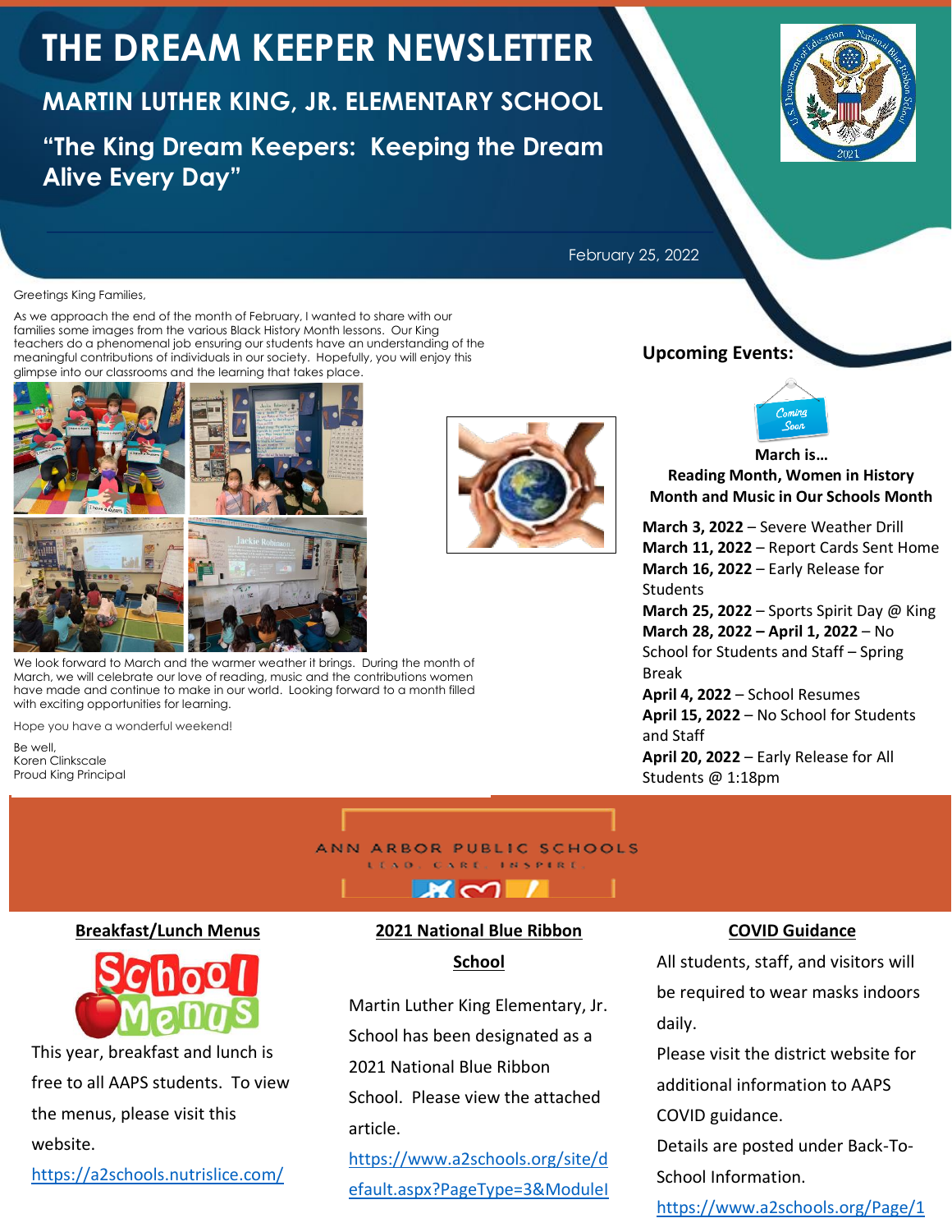# THE DREAM KEEPER NEWSLETTER

## MARTIN LUTHER KING, JR. ELEMENTARY SCHOOL

### "The King Dream Keepers: Keeping the Dream Alive Every Day"

February 25, 2022

Greetings King Families,

As we approach the end of the month of February, I wanted to share with our families some images from the various Black History Month lessons. Our King teachers do a phenomenal job ensuring our students have an understanding of the meaningful contributions of individuals in our society. Hopefully, you will enjoy this glimpse into our classrooms and the learning that takes place.

We look forward to March and the warmer weather it brings. During the month of March, we will celebrate our love of reading, music and the contributions women have made and continue to make in our world. Looking forward to a month filled with exciting opportunities for learning.

Hope you have a wonderful weekend!

Be well,
Koren Clinkscale
Proud King Principal

## Upcoming Events:

**March is… Reading Month, Women in History Month and Music in Our Schools Month**

**March 3, 2022** – Severe Weather Drill
**March 11, 2022** – Report Cards Sent Home
**March 16, 2022** – Early Release for Students
**March 25, 2022** – Sports Spirit Day @ King
**March 28, 2022 – April 1, 2022** – No School for Students and Staff – Spring Break
**April 4, 2022** – School Resumes
**April 15, 2022** – No School for Students and Staff
**April 20, 2022** – Early Release for All Students @ 1:18pm

ANN ARBOR PUBLIC SCHOOLS
LEAD. CARE. INSPIRE.

## Breakfast/Lunch Menus

This year, breakfast and lunch is free to all AAPS students. To view the menus, please visit this website.

https://a2schools.nutrislice.com/

## 2021 National Blue Ribbon School

Martin Luther King Elementary, Jr. School has been designated as a 2021 National Blue Ribbon School. Please view the attached article.

https://www.a2schools.org/site/default.aspx?PageType=3&ModuleI

## COVID Guidance

All students, staff, and visitors will be required to wear masks indoors daily.

Please visit the district website for additional information to AAPS COVID guidance.

Details are posted under Back-To-School Information.

https://www.a2schools.org/Page/1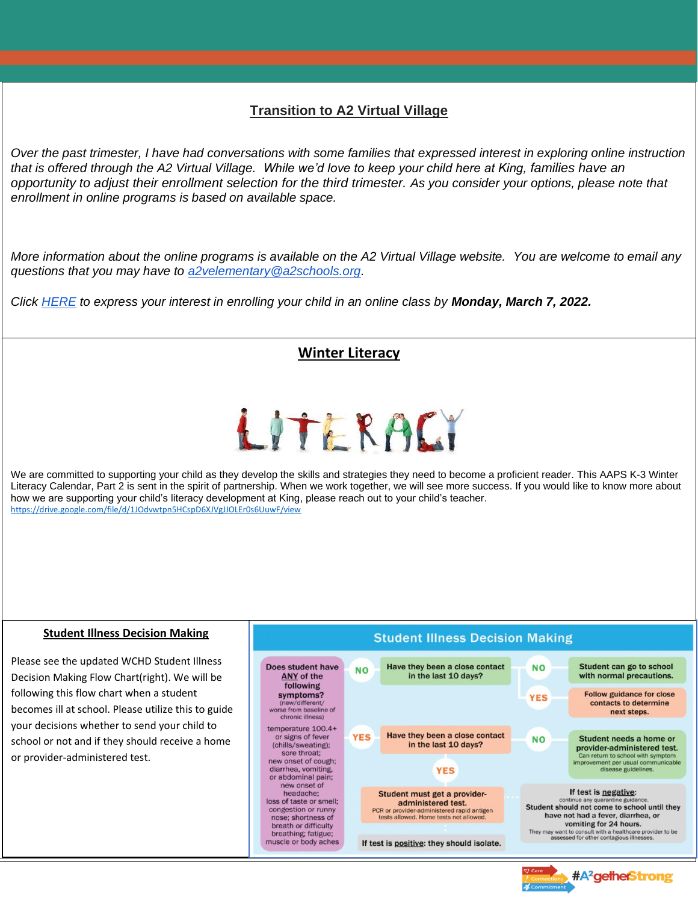## Transition to A2 Virtual Village

*Over the past trimester, I have had conversations with some families that expressed interest in exploring online instruction that is offered through the A2 Virtual Village. While we'd love to keep your child here at King, families have an opportunity to adjust their enrollment selection for the third trimester. As you consider your options, please note that enrollment in online programs is based on available space.*

*More information about the online programs is available on the A2 Virtual Village website. You are welcome to email any questions that you may have to a2velementary@a2schools.org.*

*Click HERE to express your interest in enrolling your child in an online class by **Monday, March 7, 2022.***

## Winter Literacy

We are committed to supporting your child as they develop the skills and strategies they need to become a proficient reader. This AAPS K-3 Winter Literacy Calendar, Part 2 is sent in the spirit of partnership. When we work together, we will see more success. If you would like to know more about how we are supporting your child's literacy development at King, please reach out to your child's teacher.
https://drive.google.com/file/d/1JOdvwtpn5HCspD6XJVgJJOLEr0s6UuwF/view

## Student Illness Decision Making

Please see the updated WCHD Student Illness Decision Making Flow Chart(right). We will be following this flow chart when a student becomes ill at school. Please utilize this to guide your decisions whether to send your child to school or not and if they should receive a home or provider-administered test.

### Student Illness Decision Making

**Does student have ANY of the following symptoms?** (new/different/worse from baseline of chronic illness)

temperature 100.4+ or signs of fever (chills/sweating); sore throat; new onset of cough; diarrhea, vomiting, or abdominal pain; new onset of headache; loss of taste or smell; congestion or runny nose; shortness of breath or difficulty breathing; fatigue; muscle or body aches

- **NO** → Have they been a close contact in the last 10 days?
  - **NO** → Student can go to school with normal precautions.
  - **YES** → Follow guidance for close contacts to determine next steps.
- **YES** → Have they been a close contact in the last 10 days?
  - **NO** → Student needs a home or provider-administered test. Can return to school with symptom improvement per usual communicable disease guidelines.
  - **YES** → Student must get a provider-administered test. PCR or provider-administered rapid antigen tests allowed. Home tests not allowed.
    - If test is positive: they should isolate.
    - If test is negative: continue any quarantine guidance. Student should not come to school until they have not had a fever, diarrhea, or vomiting for 24 hours. They may want to consult with a healthcare provider to be assessed for other contagious illnesses.

#A²getherStrong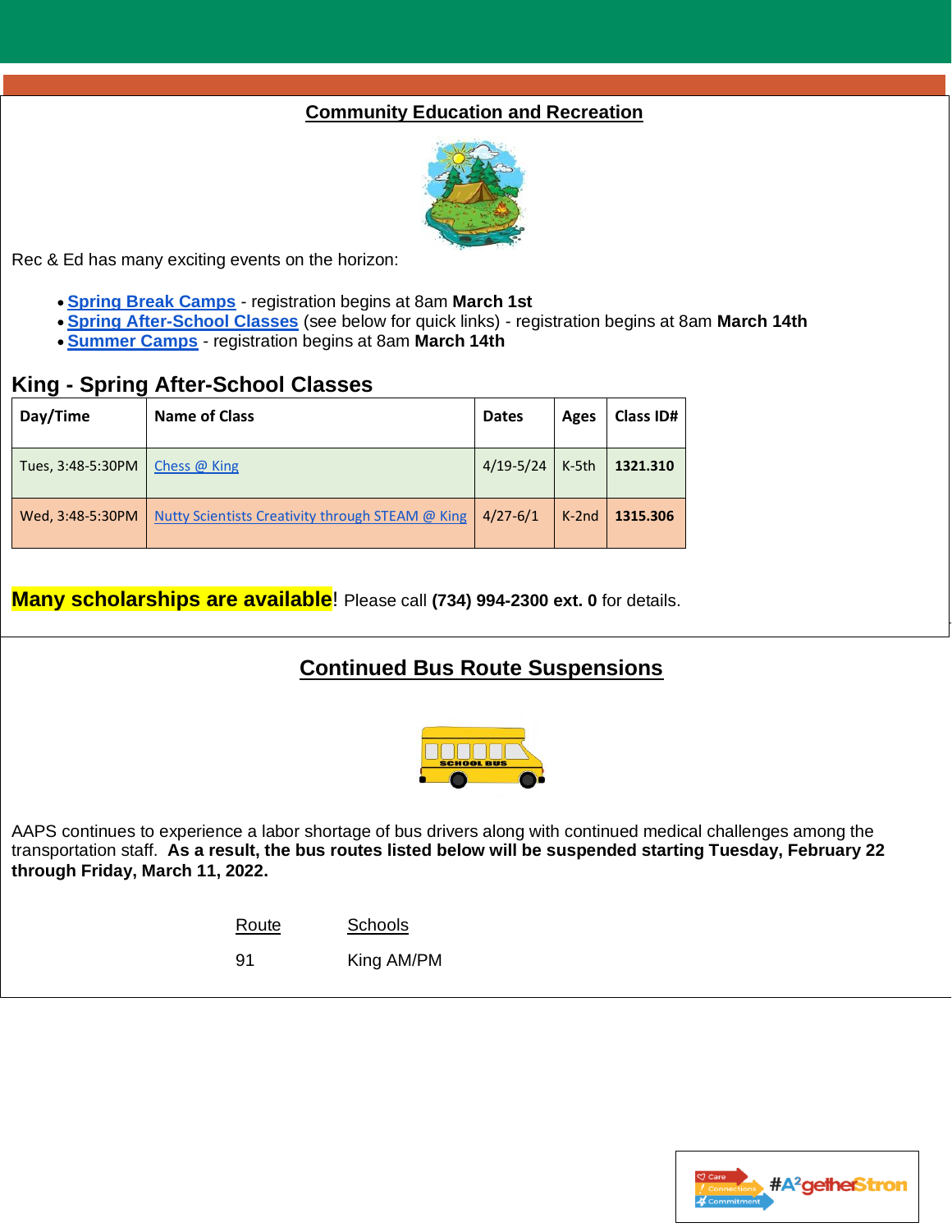## Community Education and Recreation

Rec & Ed has many exciting events on the horizon:

- **Spring Break Camps** - registration begins at 8am **March 1st**
- **Spring After-School Classes** (see below for quick links) - registration begins at 8am **March 14th**
- **Summer Camps** - registration begins at 8am **March 14th**

### King - Spring After-School Classes

| Day/Time | Name of Class | Dates | Ages | Class ID# |
|---|---|---|---|---|
| Tues, 3:48-5:30PM | Chess @ King | 4/19-5/24 | K-5th | **1321.310** |
| Wed, 3:48-5:30PM | Nutty Scientists Creativity through STEAM @ King | 4/27-6/1 | K-2nd | **1315.306** |

**Many scholarships are available**! Please call **(734) 994-2300 ext. 0** for details.

## Continued Bus Route Suspensions

AAPS continues to experience a labor shortage of bus drivers along with continued medical challenges among the transportation staff. **As a result, the bus routes listed below will be suspended starting Tuesday, February 22 through Friday, March 11, 2022.**

| Route | Schools |
|---|---|
| 91 | King AM/PM |

Care Connections Commitment #A²getherStron